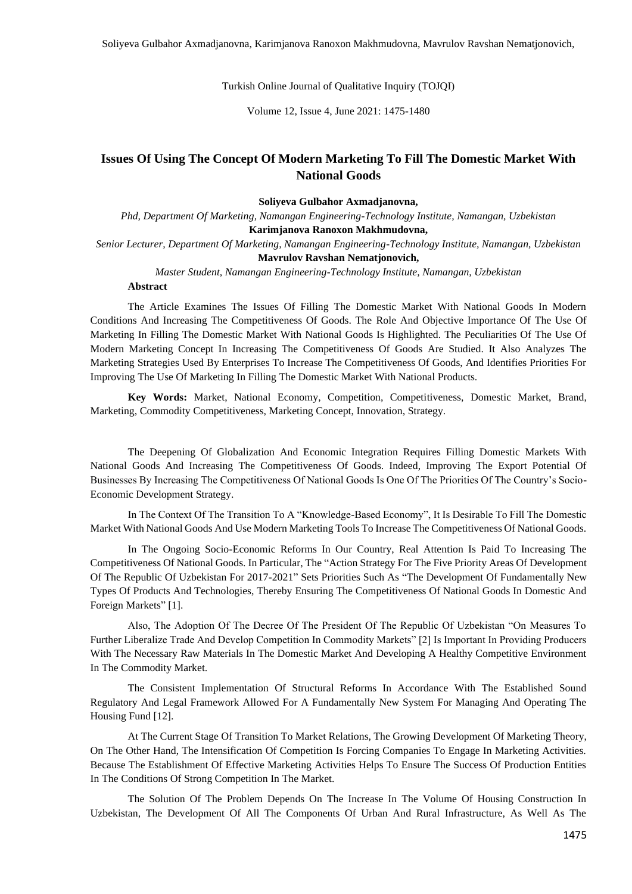# Issues Of Using The Concept Of Modern Marketing To Fill The Domestic Market With National Goods

**Soliyeva Gulbahor Axmadjanovna,**

*Phd, Department Of Marketing, Namangan Engineering-Technology Institute, Namangan, Uzbekistan*

**Karimjanova Ranoxon Makhmudovna,**

*Senior Lecturer, Department Of Marketing, Namangan Engineering-Technology Institute, Namangan, Uzbekistan*

**Mavrulov Ravshan Nematjonovich,**

*Master Student, Namangan Engineering-Technology Institute, Namangan, Uzbekistan*

**Abstract**

The Article Examines The Issues Of Filling The Domestic Market With National Goods In Modern Conditions And Increasing The Competitiveness Of Goods. The Role And Objective Importance Of The Use Of Marketing In Filling The Domestic Market With National Goods Is Highlighted. The Peculiarities Of The Use Of Modern Marketing Concept In Increasing The Competitiveness Of Goods Are Studied. It Also Analyzes The Marketing Strategies Used By Enterprises To Increase The Competitiveness Of Goods, And Identifies Priorities For Improving The Use Of Marketing In Filling The Domestic Market With National Products.

**Key Words:** Market, National Economy, Competition, Competitiveness, Domestic Market, Brand, Marketing, Commodity Competitiveness, Marketing Concept, Innovation, Strategy.

The Deepening Of Globalization And Economic Integration Requires Filling Domestic Markets With National Goods And Increasing The Competitiveness Of Goods. Indeed, Improving The Export Potential Of Businesses By Increasing The Competitiveness Of National Goods Is One Of The Priorities Of The Country's Socio-Economic Development Strategy.

In The Context Of The Transition To A "Knowledge-Based Economy", It Is Desirable To Fill The Domestic Market With National Goods And Use Modern Marketing Tools To Increase The Competitiveness Of National Goods.

In The Ongoing Socio-Economic Reforms In Our Country, Real Attention Is Paid To Increasing The Competitiveness Of National Goods. In Particular, The "Action Strategy For The Five Priority Areas Of Development Of The Republic Of Uzbekistan For 2017-2021" Sets Priorities Such As "The Development Of Fundamentally New Types Of Products And Technologies, Thereby Ensuring The Competitiveness Of National Goods In Domestic And Foreign Markets" [1].

Also, The Adoption Of The Decree Of The President Of The Republic Of Uzbekistan "On Measures To Further Liberalize Trade And Develop Competition In Commodity Markets" [2] Is Important In Providing Producers With The Necessary Raw Materials In The Domestic Market And Developing A Healthy Competitive Environment In The Commodity Market.

The Consistent Implementation Of Structural Reforms In Accordance With The Established Sound Regulatory And Legal Framework Allowed For A Fundamentally New System For Managing And Operating The Housing Fund [12].

At The Current Stage Of Transition To Market Relations, The Growing Development Of Marketing Theory, On The Other Hand, The Intensification Of Competition Is Forcing Companies To Engage In Marketing Activities. Because The Establishment Of Effective Marketing Activities Helps To Ensure The Success Of Production Entities In The Conditions Of Strong Competition In The Market.

The Solution Of The Problem Depends On The Increase In The Volume Of Housing Construction In Uzbekistan, The Development Of All The Components Of Urban And Rural Infrastructure, As Well As The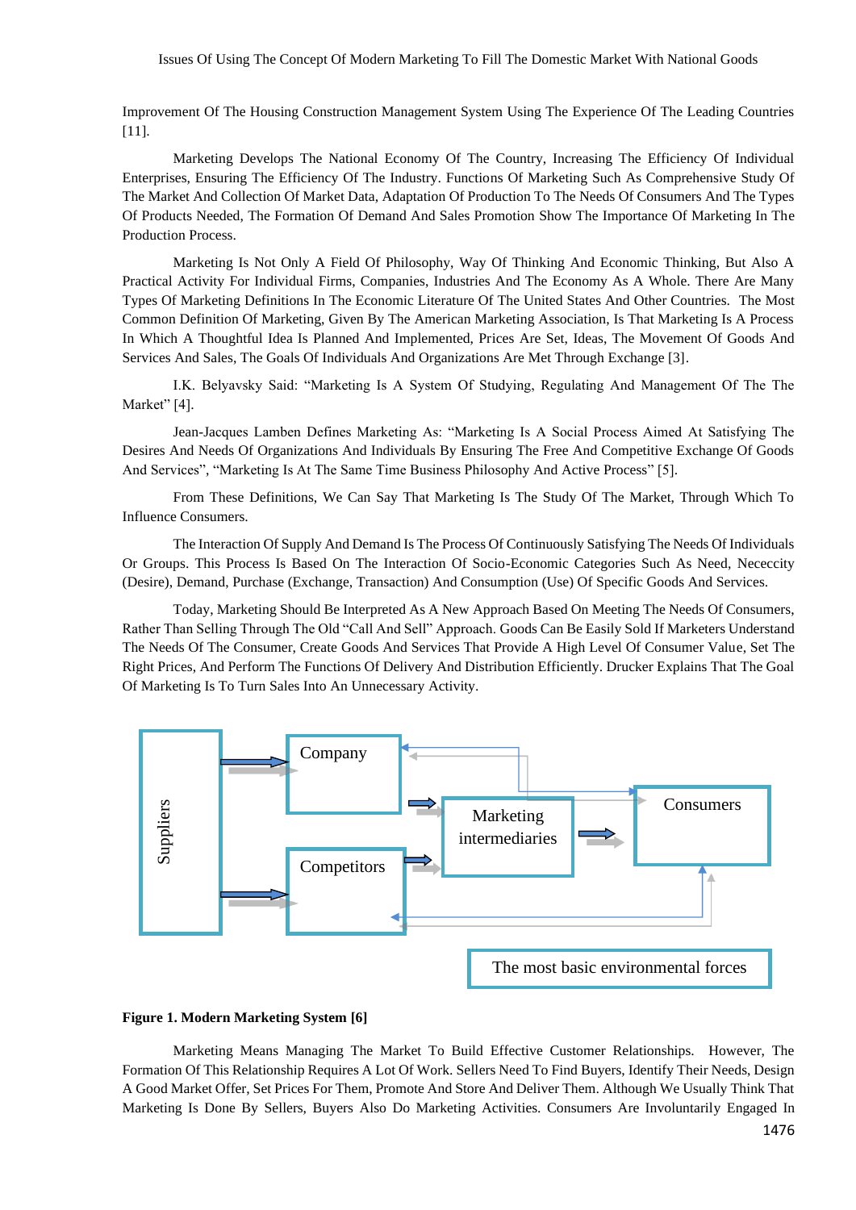Improvement Of The Housing Construction Management System Using The Experience Of The Leading Countries [11].

Marketing Develops The National Economy Of The Country, Increasing The Efficiency Of Individual Enterprises, Ensuring The Efficiency Of The Industry. Functions Of Marketing Such As Comprehensive Study Of The Market And Collection Of Market Data, Adaptation Of Production To The Needs Of Consumers And The Types Of Products Needed, The Formation Of Demand And Sales Promotion Show The Importance Of Marketing In The Production Process.

Marketing Is Not Only A Field Of Philosophy, Way Of Thinking And Economic Thinking, But Also A Practical Activity For Individual Firms, Companies, Industries And The Economy As A Whole. There Are Many Types Of Marketing Definitions In The Economic Literature Of The United States And Other Countries. The Most Common Definition Of Marketing, Given By The American Marketing Association, Is That Marketing Is A Process In Which A Thoughtful Idea Is Planned And Implemented, Prices Are Set, Ideas, The Movement Of Goods And Services And Sales, The Goals Of Individuals And Organizations Are Met Through Exchange [3].

I.K. Belyavsky Said: "Marketing Is A System Of Studying, Regulating And Management Of The The Market" [4].

Jean-Jacques Lamben Defines Marketing As: "Marketing Is A Social Process Aimed At Satisfying The Desires And Needs Of Organizations And Individuals By Ensuring The Free And Competitive Exchange Of Goods And Services", "Marketing Is At The Same Time Business Philosophy And Active Process" [5].

From These Definitions, We Can Say That Marketing Is The Study Of The Market, Through Which To Influence Consumers.

The Interaction Of Supply And Demand Is The Process Of Continuously Satisfying The Needs Of Individuals Or Groups. This Process Is Based On The Interaction Of Socio-Economic Categories Such As Need, Nececcity (Desire), Demand, Purchase (Exchange, Transaction) And Consumption (Use) Of Specific Goods And Services.

Today, Marketing Should Be Interpreted As A New Approach Based On Meeting The Needs Of Consumers, Rather Than Selling Through The Old "Call And Sell" Approach. Goods Can Be Easily Sold If Marketers Understand The Needs Of The Consumer, Create Goods And Services That Provide A High Level Of Consumer Value, Set The Right Prices, And Perform The Functions Of Delivery And Distribution Efficiently. Drucker Explains That The Goal Of Marketing Is To Turn Sales Into An Unnecessary Activity.

Suppliers | Company | Competitors | Marketing intermediaries | Consumers | The most basic environmental forces

**Figure 1. Modern Marketing System [6]**

Marketing Means Managing The Market To Build Effective Customer Relationships. However, The Formation Of This Relationship Requires A Lot Of Work. Sellers Need To Find Buyers, Identify Their Needs, Design A Good Market Offer, Set Prices For Them, Promote And Store And Deliver Them. Although We Usually Think That Marketing Is Done By Sellers, Buyers Also Do Marketing Activities. Consumers Are Involuntarily Engaged In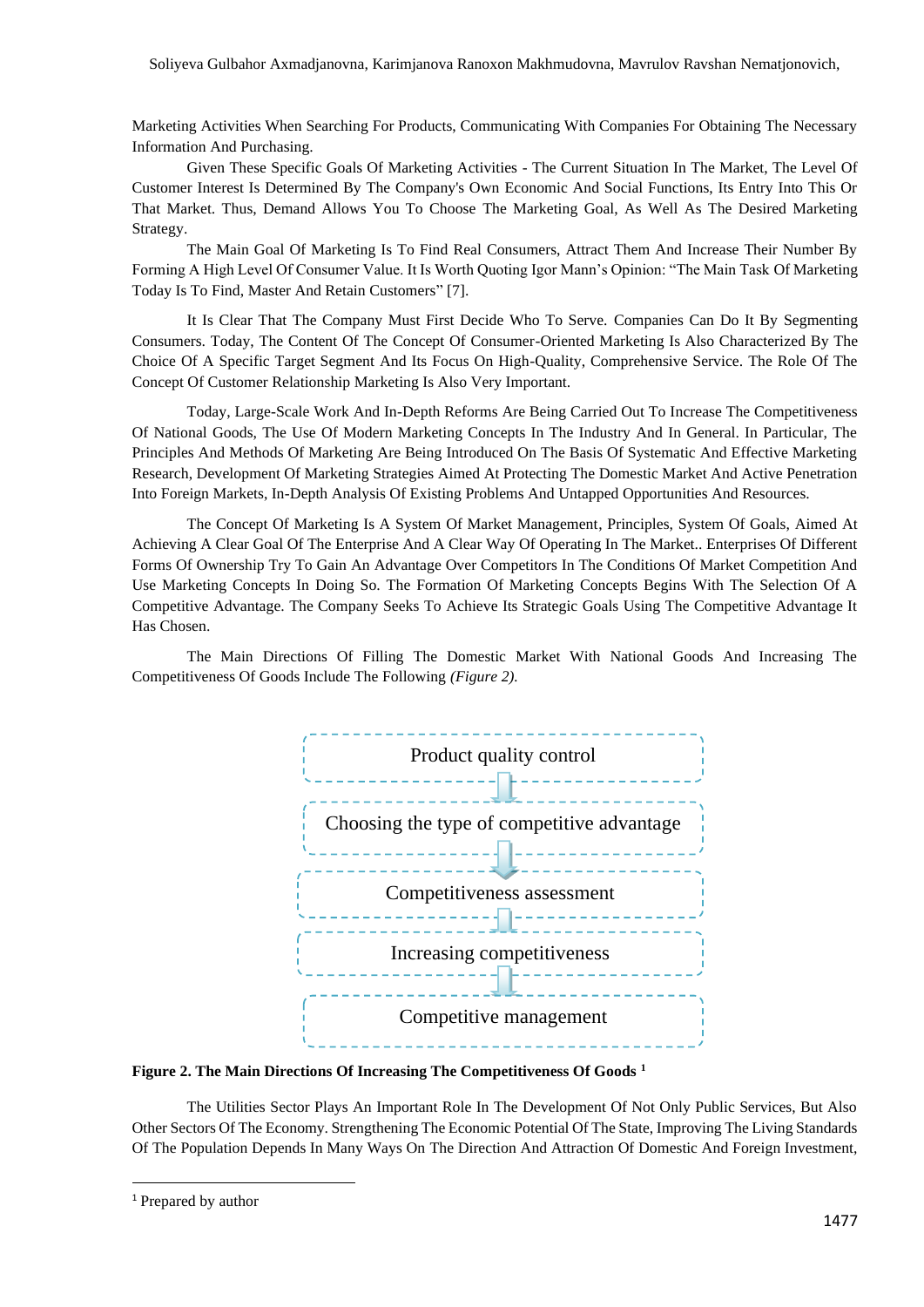Marketing Activities When Searching For Products, Communicating With Companies For Obtaining The Necessary Information And Purchasing.

Given These Specific Goals Of Marketing Activities - The Current Situation In The Market, The Level Of Customer Interest Is Determined By The Company's Own Economic And Social Functions, Its Entry Into This Or That Market. Thus, Demand Allows You To Choose The Marketing Goal, As Well As The Desired Marketing Strategy.

The Main Goal Of Marketing Is To Find Real Consumers, Attract Them And Increase Their Number By Forming A High Level Of Consumer Value. It Is Worth Quoting Igor Mann's Opinion: "The Main Task Of Marketing Today Is To Find, Master And Retain Customers" [7].

It Is Clear That The Company Must First Decide Who To Serve. Companies Can Do It By Segmenting Consumers. Today, The Content Of The Concept Of Consumer-Oriented Marketing Is Also Characterized By The Choice Of A Specific Target Segment And Its Focus On High-Quality, Comprehensive Service. The Role Of The Concept Of Customer Relationship Marketing Is Also Very Important.

Today, Large-Scale Work And In-Depth Reforms Are Being Carried Out To Increase The Competitiveness Of National Goods, The Use Of Modern Marketing Concepts In The Industry And In General. In Particular, The Principles And Methods Of Marketing Are Being Introduced On The Basis Of Systematic And Effective Marketing Research, Development Of Marketing Strategies Aimed At Protecting The Domestic Market And Active Penetration Into Foreign Markets, In-Depth Analysis Of Existing Problems And Untapped Opportunities And Resources.

The Concept Of Marketing Is A System Of Market Management, Principles, System Of Goals, Aimed At Achieving A Clear Goal Of The Enterprise And A Clear Way Of Operating In The Market.. Enterprises Of Different Forms Of Ownership Try To Gain An Advantage Over Competitors In The Conditions Of Market Competition And Use Marketing Concepts In Doing So. The Formation Of Marketing Concepts Begins With The Selection Of A Competitive Advantage. The Company Seeks To Achieve Its Strategic Goals Using The Competitive Advantage It Has Chosen.

The Main Directions Of Filling The Domestic Market With National Goods And Increasing The Competitiveness Of Goods Include The Following *(Figure 2).*

Product quality control

↓

Choosing the type of competitive advantage

↓

Competitiveness assessment

↓

Increasing competitiveness

↓

Competitive management

**Figure 2. The Main Directions Of Increasing The Competitiveness Of Goods [1]**

The Utilities Sector Plays An Important Role In The Development Of Not Only Public Services, But Also Other Sectors Of The Economy. Strengthening The Economic Potential Of The State, Improving The Living Standards Of The Population Depends In Many Ways On The Direction And Attraction Of Domestic And Foreign Investment,

[1] Prepared by author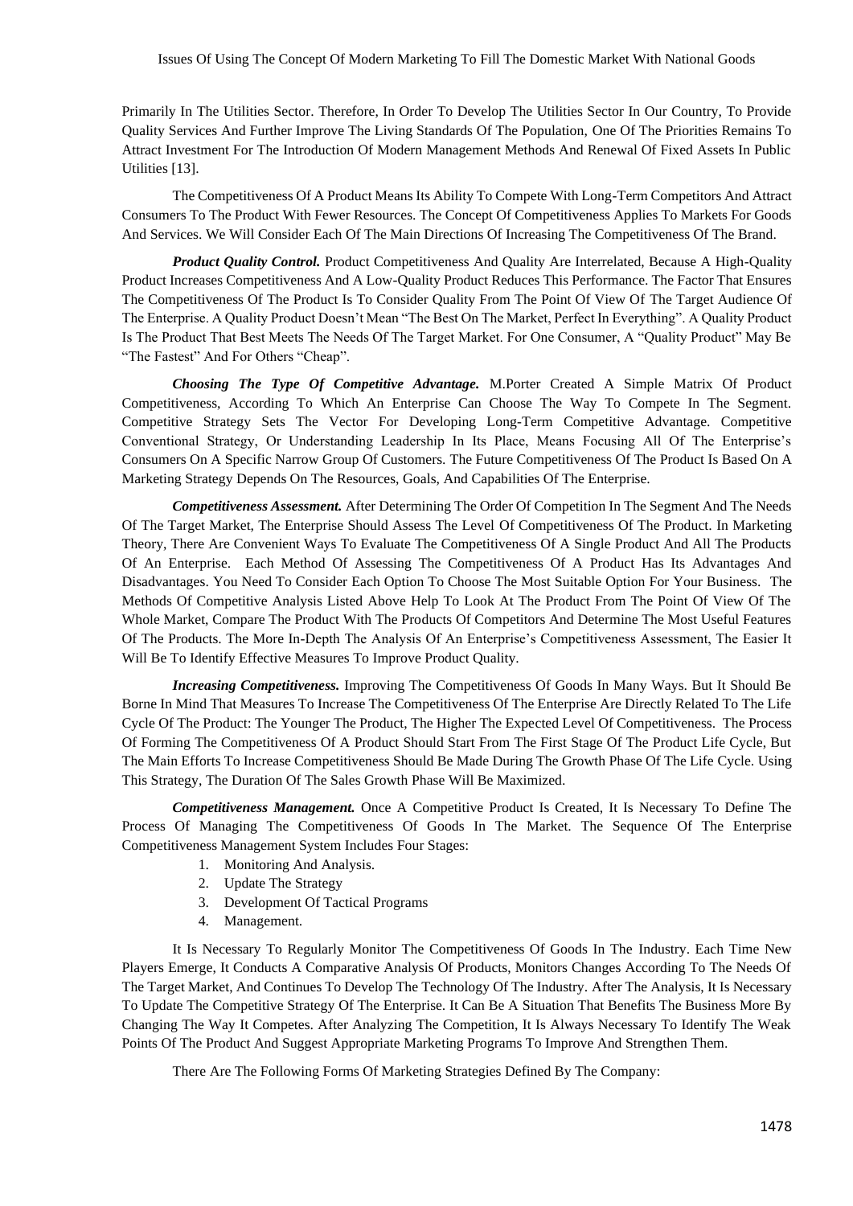Primarily In The Utilities Sector. Therefore, In Order To Develop The Utilities Sector In Our Country, To Provide Quality Services And Further Improve The Living Standards Of The Population, One Of The Priorities Remains To Attract Investment For The Introduction Of Modern Management Methods And Renewal Of Fixed Assets In Public Utilities [13].

The Competitiveness Of A Product Means Its Ability To Compete With Long-Term Competitors And Attract Consumers To The Product With Fewer Resources. The Concept Of Competitiveness Applies To Markets For Goods And Services. We Will Consider Each Of The Main Directions Of Increasing The Competitiveness Of The Brand.

***Product Quality Control.*** Product Competitiveness And Quality Are Interrelated, Because A High-Quality Product Increases Competitiveness And A Low-Quality Product Reduces This Performance. The Factor That Ensures The Competitiveness Of The Product Is To Consider Quality From The Point Of View Of The Target Audience Of The Enterprise. A Quality Product Doesn't Mean "The Best On The Market, Perfect In Everything". A Quality Product Is The Product That Best Meets The Needs Of The Target Market. For One Consumer, A "Quality Product" May Be "The Fastest" And For Others "Cheap".

***Choosing The Type Of Competitive Advantage.*** M.Porter Created A Simple Matrix Of Product Competitiveness, According To Which An Enterprise Can Choose The Way To Compete In The Segment. Competitive Strategy Sets The Vector For Developing Long-Term Competitive Advantage. Competitive Conventional Strategy, Or Understanding Leadership In Its Place, Means Focusing All Of The Enterprise's Consumers On A Specific Narrow Group Of Customers. The Future Competitiveness Of The Product Is Based On A Marketing Strategy Depends On The Resources, Goals, And Capabilities Of The Enterprise.

***Competitiveness Assessment.*** After Determining The Order Of Competition In The Segment And The Needs Of The Target Market, The Enterprise Should Assess The Level Of Competitiveness Of The Product. In Marketing Theory, There Are Convenient Ways To Evaluate The Competitiveness Of A Single Product And All The Products Of An Enterprise. Each Method Of Assessing The Competitiveness Of A Product Has Its Advantages And Disadvantages. You Need To Consider Each Option To Choose The Most Suitable Option For Your Business. The Methods Of Competitive Analysis Listed Above Help To Look At The Product From The Point Of View Of The Whole Market, Compare The Product With The Products Of Competitors And Determine The Most Useful Features Of The Products. The More In-Depth The Analysis Of An Enterprise's Competitiveness Assessment, The Easier It Will Be To Identify Effective Measures To Improve Product Quality.

***Increasing Competitiveness.*** Improving The Competitiveness Of Goods In Many Ways. But It Should Be Borne In Mind That Measures To Increase The Competitiveness Of The Enterprise Are Directly Related To The Life Cycle Of The Product: The Younger The Product, The Higher The Expected Level Of Competitiveness. The Process Of Forming The Competitiveness Of A Product Should Start From The First Stage Of The Product Life Cycle, But The Main Efforts To Increase Competitiveness Should Be Made During The Growth Phase Of The Life Cycle. Using This Strategy, The Duration Of The Sales Growth Phase Will Be Maximized.

***Competitiveness Management.*** Once A Competitive Product Is Created, It Is Necessary To Define The Process Of Managing The Competitiveness Of Goods In The Market. The Sequence Of The Enterprise Competitiveness Management System Includes Four Stages:

1. Monitoring And Analysis.
2. Update The Strategy
3. Development Of Tactical Programs
4. Management.

It Is Necessary To Regularly Monitor The Competitiveness Of Goods In The Industry. Each Time New Players Emerge, It Conducts A Comparative Analysis Of Products, Monitors Changes According To The Needs Of The Target Market, And Continues To Develop The Technology Of The Industry. After The Analysis, It Is Necessary To Update The Competitive Strategy Of The Enterprise. It Can Be A Situation That Benefits The Business More By Changing The Way It Competes. After Analyzing The Competition, It Is Always Necessary To Identify The Weak Points Of The Product And Suggest Appropriate Marketing Programs To Improve And Strengthen Them.

There Are The Following Forms Of Marketing Strategies Defined By The Company: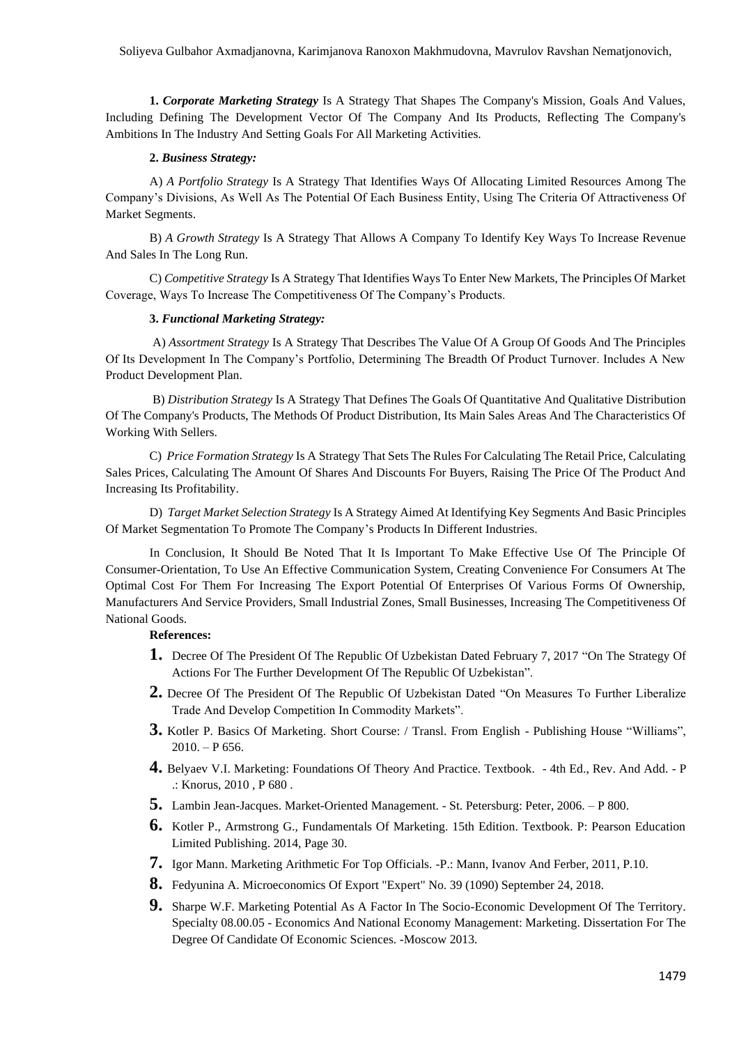**1.** ***Corporate Marketing Strategy*** Is A Strategy That Shapes The Company's Mission, Goals And Values, Including Defining The Development Vector Of The Company And Its Products, Reflecting The Company's Ambitions In The Industry And Setting Goals For All Marketing Activities.

**2.** ***Business Strategy:***

A) *A Portfolio Strategy* Is A Strategy That Identifies Ways Of Allocating Limited Resources Among The Company's Divisions, As Well As The Potential Of Each Business Entity, Using The Criteria Of Attractiveness Of Market Segments.

B) *A Growth Strategy* Is A Strategy That Allows A Company To Identify Key Ways To Increase Revenue And Sales In The Long Run.

C) *Competitive Strategy* Is A Strategy That Identifies Ways To Enter New Markets, The Principles Of Market Coverage, Ways To Increase The Competitiveness Of The Company's Products.

**3.** ***Functional Marketing Strategy:***

A) *Assortment Strategy* Is A Strategy That Describes The Value Of A Group Of Goods And The Principles Of Its Development In The Company's Portfolio, Determining The Breadth Of Product Turnover. Includes A New Product Development Plan.

B) *Distribution Strategy* Is A Strategy That Defines The Goals Of Quantitative And Qualitative Distribution Of The Company's Products, The Methods Of Product Distribution, Its Main Sales Areas And The Characteristics Of Working With Sellers.

C) *Price Formation Strategy* Is A Strategy That Sets The Rules For Calculating The Retail Price, Calculating Sales Prices, Calculating The Amount Of Shares And Discounts For Buyers, Raising The Price Of The Product And Increasing Its Profitability.

D) *Target Market Selection Strategy* Is A Strategy Aimed At Identifying Key Segments And Basic Principles Of Market Segmentation To Promote The Company's Products In Different Industries.

In Conclusion, It Should Be Noted That It Is Important To Make Effective Use Of The Principle Of Consumer-Orientation, To Use An Effective Communication System, Creating Convenience For Consumers At The Optimal Cost For Them For Increasing The Export Potential Of Enterprises Of Various Forms Of Ownership, Manufacturers And Service Providers, Small Industrial Zones, Small Businesses, Increasing The Competitiveness Of National Goods.

**References:**

1. Decree Of The President Of The Republic Of Uzbekistan Dated February 7, 2017 "On The Strategy Of Actions For The Further Development Of The Republic Of Uzbekistan".
2. Decree Of The President Of The Republic Of Uzbekistan Dated "On Measures To Further Liberalize Trade And Develop Competition In Commodity Markets".
3. Kotler P. Basics Of Marketing. Short Course: / Transl. From English - Publishing House "Williams", 2010. – P 656.
4. Belyaev V.I. Marketing: Foundations Of Theory And Practice. Textbook. - 4th Ed., Rev. And Add. - P .: Knorus, 2010 , P 680 .
5. Lambin Jean-Jacques. Market-Oriented Management. - St. Petersburg: Peter, 2006. – P 800.
6. Kotler P., Armstrong G., Fundamentals Of Marketing. 15th Edition. Textbook. P: Pearson Education Limited Publishing. 2014, Page 30.
7. Igor Mann. Marketing Arithmetic For Top Officials. -P.: Mann, Ivanov And Ferber, 2011, P.10.
8. Fedyunina A. Microeconomics Of Export "Expert" No. 39 (1090) September 24, 2018.
9. Sharpe W.F. Marketing Potential As A Factor In The Socio-Economic Development Of The Territory. Specialty 08.00.05 - Economics And National Economy Management: Marketing. Dissertation For The Degree Of Candidate Of Economic Sciences. -Moscow 2013.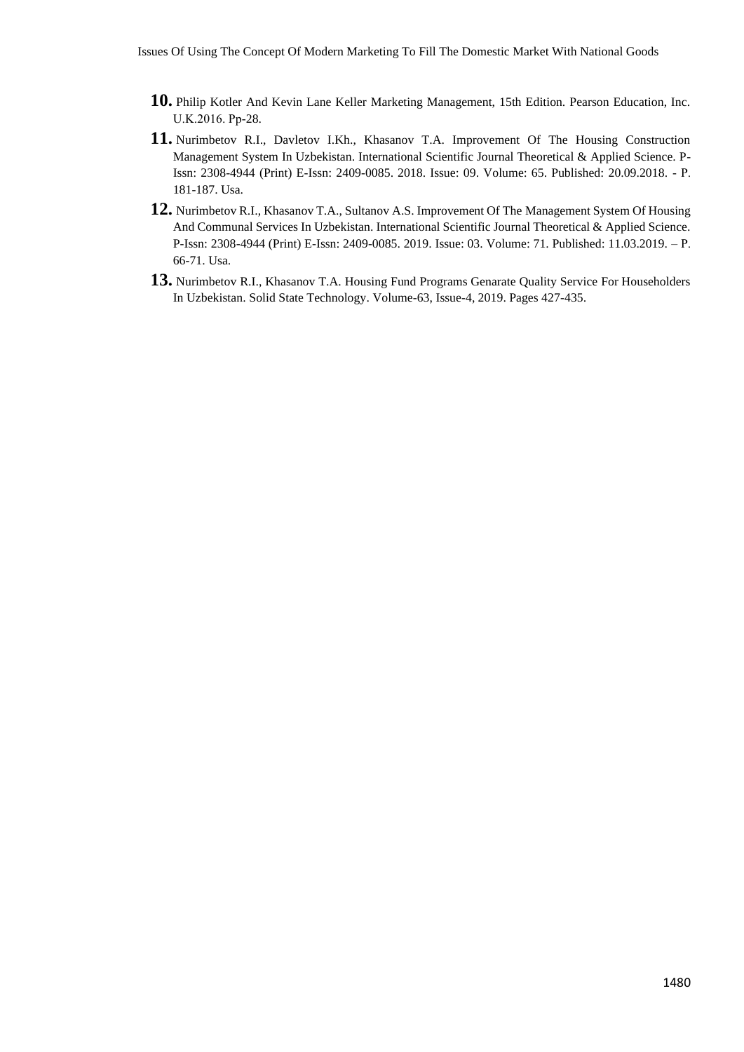10. Philip Kotler And Kevin Lane Keller Marketing Management, 15th Edition. Pearson Education, Inc. U.K.2016. Pp-28.
11. Nurimbetov R.I., Davletov I.Kh., Khasanov T.A. Improvement Of The Housing Construction Management System In Uzbekistan. International Scientific Journal Theoretical & Applied Science. P-Issn: 2308-4944 (Print) E-Issn: 2409-0085. 2018. Issue: 09. Volume: 65. Published: 20.09.2018. - P. 181-187. Usa.
12. Nurimbetov R.I., Khasanov T.A., Sultanov A.S. Improvement Of The Management System Of Housing And Communal Services In Uzbekistan. International Scientific Journal Theoretical & Applied Science. P-Issn: 2308-4944 (Print) E-Issn: 2409-0085. 2019. Issue: 03. Volume: 71. Published: 11.03.2019. – P. 66-71. Usa.
13. Nurimbetov R.I., Khasanov T.A. Housing Fund Programs Genarate Quality Service For Householders In Uzbekistan. Solid State Technology. Volume-63, Issue-4, 2019. Pages 427-435.